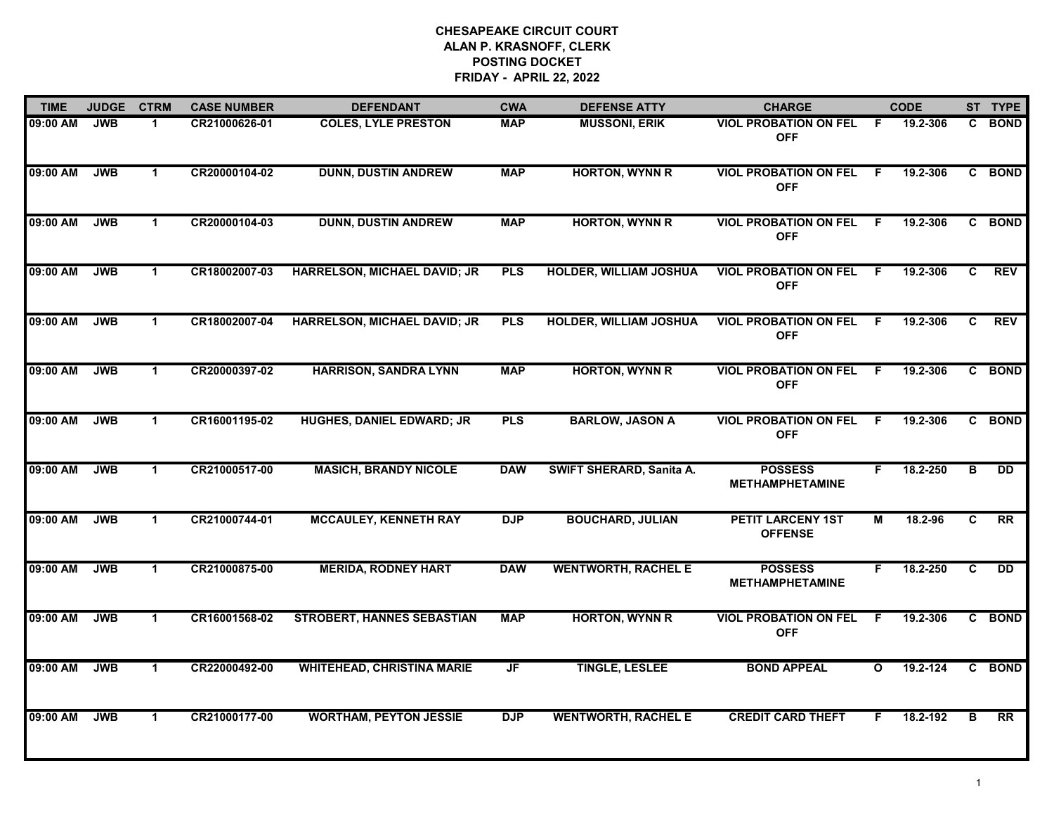**CHESAPEAKE CIRCUIT COURT**
**ALAN P. KRASNOFF, CLERK**
**POSTING DOCKET**
**FRIDAY - APRIL 22, 2022**

| TIME | JUDGE | CTRM | CASE NUMBER | DEFENDANT | CWA | DEFENSE ATTY | CHARGE | | CODE | ST | TYPE |
|---|---|---|---|---|---|---|---|---|---|---|---|
| 09:00 AM | JWB | 1 | CR21000626-01 | COLES, LYLE PRESTON | MAP | MUSSONI, ERIK | VIOL PROBATION ON FEL OFF | F | 19.2-306 | C | BOND |
| 09:00 AM | JWB | 1 | CR20000104-02 | DUNN, DUSTIN ANDREW | MAP | HORTON, WYNN R | VIOL PROBATION ON FEL OFF | F | 19.2-306 | C | BOND |
| 09:00 AM | JWB | 1 | CR20000104-03 | DUNN, DUSTIN ANDREW | MAP | HORTON, WYNN R | VIOL PROBATION ON FEL OFF | F | 19.2-306 | C | BOND |
| 09:00 AM | JWB | 1 | CR18002007-03 | HARRELSON, MICHAEL DAVID; JR | PLS | HOLDER, WILLIAM JOSHUA | VIOL PROBATION ON FEL OFF | F | 19.2-306 | C | REV |
| 09:00 AM | JWB | 1 | CR18002007-04 | HARRELSON, MICHAEL DAVID; JR | PLS | HOLDER, WILLIAM JOSHUA | VIOL PROBATION ON FEL OFF | F | 19.2-306 | C | REV |
| 09:00 AM | JWB | 1 | CR20000397-02 | HARRISON, SANDRA LYNN | MAP | HORTON, WYNN R | VIOL PROBATION ON FEL OFF | F | 19.2-306 | C | BOND |
| 09:00 AM | JWB | 1 | CR16001195-02 | HUGHES, DANIEL EDWARD; JR | PLS | BARLOW, JASON A | VIOL PROBATION ON FEL OFF | F | 19.2-306 | C | BOND |
| 09:00 AM | JWB | 1 | CR21000517-00 | MASICH, BRANDY NICOLE | DAW | SWIFT SHERARD, Sanita A. | POSSESS METHAMPHETAMINE | F | 18.2-250 | B | DD |
| 09:00 AM | JWB | 1 | CR21000744-01 | MCCAULEY, KENNETH RAY | DJP | BOUCHARD, JULIAN | PETIT LARCENY 1ST OFFENSE | M | 18.2-96 | C | RR |
| 09:00 AM | JWB | 1 | CR21000875-00 | MERIDA, RODNEY HART | DAW | WENTWORTH, RACHEL E | POSSESS METHAMPHETAMINE | F | 18.2-250 | C | DD |
| 09:00 AM | JWB | 1 | CR16001568-02 | STROBERT, HANNES SEBASTIAN | MAP | HORTON, WYNN R | VIOL PROBATION ON FEL OFF | F | 19.2-306 | C | BOND |
| 09:00 AM | JWB | 1 | CR22000492-00 | WHITEHEAD, CHRISTINA MARIE | JF | TINGLE, LESLEE | BOND APPEAL | O | 19.2-124 | C | BOND |
| 09:00 AM | JWB | 1 | CR21000177-00 | WORTHAM, PEYTON JESSIE | DJP | WENTWORTH, RACHEL E | CREDIT CARD THEFT | F | 18.2-192 | B | RR |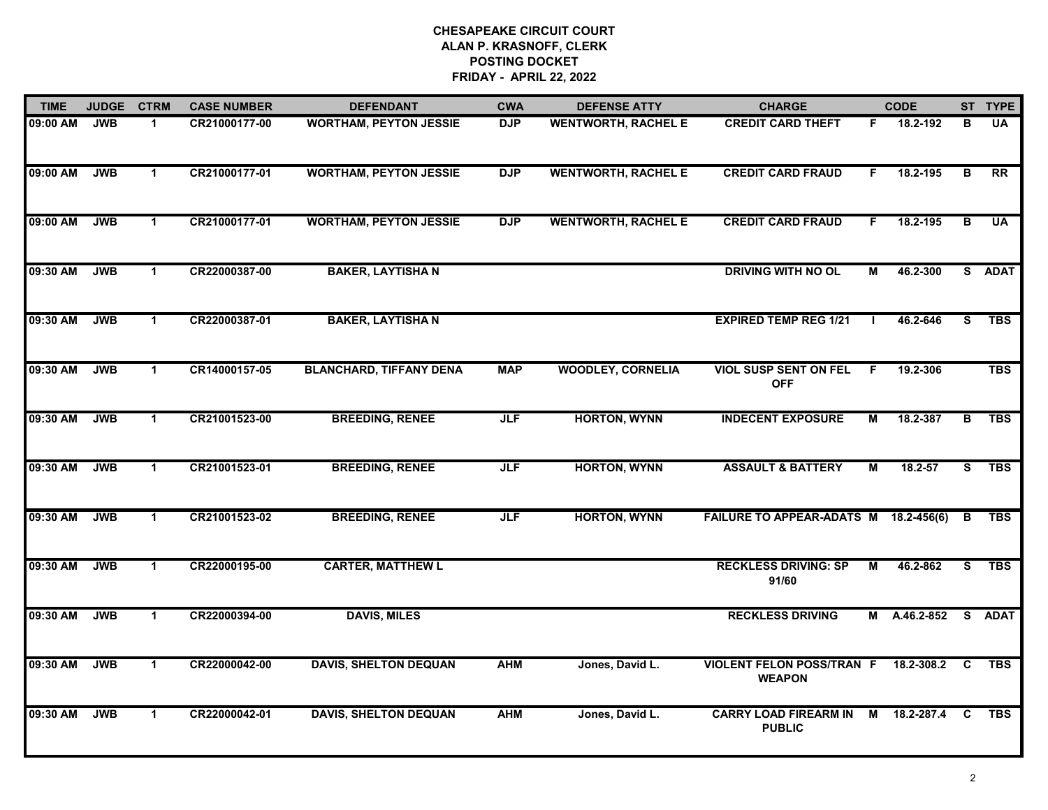**CHESAPEAKE CIRCUIT COURT**
**ALAN P. KRASNOFF, CLERK**
**POSTING DOCKET**
**FRIDAY - APRIL 22, 2022**

| TIME | JUDGE | CTRM | CASE NUMBER | DEFENDANT | CWA | DEFENSE ATTY | CHARGE | | CODE | ST | TYPE |
|---|---|---|---|---|---|---|---|---|---|---|---|
| 09:00 AM | JWB | 1 | CR21000177-00 | WORTHAM, PEYTON JESSIE | DJP | WENTWORTH, RACHEL E | CREDIT CARD THEFT | F | 18.2-192 | B | UA |
| 09:00 AM | JWB | 1 | CR21000177-01 | WORTHAM, PEYTON JESSIE | DJP | WENTWORTH, RACHEL E | CREDIT CARD FRAUD | F | 18.2-195 | B | RR |
| 09:00 AM | JWB | 1 | CR21000177-01 | WORTHAM, PEYTON JESSIE | DJP | WENTWORTH, RACHEL E | CREDIT CARD FRAUD | F | 18.2-195 | B | UA |
| 09:30 AM | JWB | 1 | CR22000387-00 | BAKER, LAYTISHA N | | | DRIVING WITH NO OL | M | 46.2-300 | S | ADAT |
| 09:30 AM | JWB | 1 | CR22000387-01 | BAKER, LAYTISHA N | | | EXPIRED TEMP REG 1/21 | I | 46.2-646 | S | TBS |
| 09:30 AM | JWB | 1 | CR14000157-05 | BLANCHARD, TIFFANY DENA | MAP | WOODLEY, CORNELIA | VIOL SUSP SENT ON FEL OFF | F | 19.2-306 | | TBS |
| 09:30 AM | JWB | 1 | CR21001523-00 | BREEDING, RENEE | JLF | HORTON, WYNN | INDECENT EXPOSURE | M | 18.2-387 | B | TBS |
| 09:30 AM | JWB | 1 | CR21001523-01 | BREEDING, RENEE | JLF | HORTON, WYNN | ASSAULT & BATTERY | M | 18.2-57 | S | TBS |
| 09:30 AM | JWB | 1 | CR21001523-02 | BREEDING, RENEE | JLF | HORTON, WYNN | FAILURE TO APPEAR-ADATS | M | 18.2-456(6) | B | TBS |
| 09:30 AM | JWB | 1 | CR22000195-00 | CARTER, MATTHEW L | | | RECKLESS DRIVING: SP 91/60 | M | 46.2-862 | S | TBS |
| 09:30 AM | JWB | 1 | CR22000394-00 | DAVIS, MILES | | | RECKLESS DRIVING | M | A.46.2-852 | S | ADAT |
| 09:30 AM | JWB | 1 | CR22000042-00 | DAVIS, SHELTON DEQUAN | AHM | Jones, David L. | VIOLENT FELON POSS/TRAN WEAPON | F | 18.2-308.2 | C | TBS |
| 09:30 AM | JWB | 1 | CR22000042-01 | DAVIS, SHELTON DEQUAN | AHM | Jones, David L. | CARRY LOAD FIREARM IN PUBLIC | M | 18.2-287.4 | C | TBS |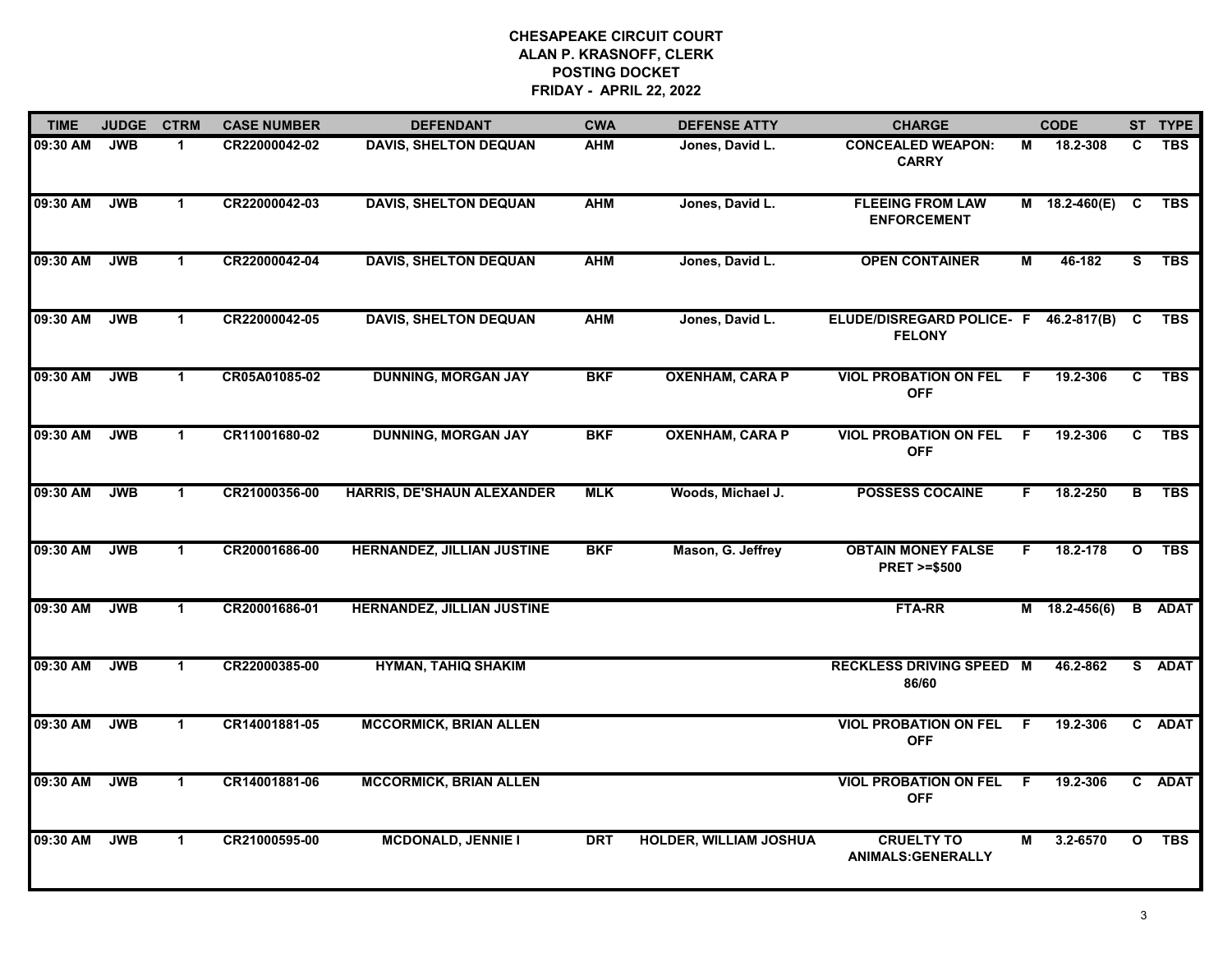# CHESAPEAKE CIRCUIT COURT
## ALAN P. KRASNOFF, CLERK
## POSTING DOCKET
## FRIDAY - APRIL 22, 2022

| TIME | JUDGE | CTRM | CASE NUMBER | DEFENDANT | CWA | DEFENSE ATTY | CHARGE | | CODE | ST | TYPE |
|---|---|---|---|---|---|---|---|---|---|---|---|
| 09:30 AM | JWB | 1 | CR22000042-02 | DAVIS, SHELTON DEQUAN | AHM | Jones, David L. | CONCEALED WEAPON: CARRY | M | 18.2-308 | C | TBS |
| 09:30 AM | JWB | 1 | CR22000042-03 | DAVIS, SHELTON DEQUAN | AHM | Jones, David L. | FLEEING FROM LAW ENFORCEMENT | M | 18.2-460(E) | C | TBS |
| 09:30 AM | JWB | 1 | CR22000042-04 | DAVIS, SHELTON DEQUAN | AHM | Jones, David L. | OPEN CONTAINER | M | 46-182 | S | TBS |
| 09:30 AM | JWB | 1 | CR22000042-05 | DAVIS, SHELTON DEQUAN | AHM | Jones, David L. | ELUDE/DISREGARD POLICE- FELONY | F | 46.2-817(B) | C | TBS |
| 09:30 AM | JWB | 1 | CR05A01085-02 | DUNNING, MORGAN JAY | BKF | OXENHAM, CARA P | VIOL PROBATION ON FEL OFF | F | 19.2-306 | C | TBS |
| 09:30 AM | JWB | 1 | CR11001680-02 | DUNNING, MORGAN JAY | BKF | OXENHAM, CARA P | VIOL PROBATION ON FEL OFF | F | 19.2-306 | C | TBS |
| 09:30 AM | JWB | 1 | CR21000356-00 | HARRIS, DE'SHAUN ALEXANDER | MLK | Woods, Michael J. | POSSESS COCAINE | F | 18.2-250 | B | TBS |
| 09:30 AM | JWB | 1 | CR20001686-00 | HERNANDEZ, JILLIAN JUSTINE | BKF | Mason, G. Jeffrey | OBTAIN MONEY FALSE PRET >=$500 | F | 18.2-178 | O | TBS |
| 09:30 AM | JWB | 1 | CR20001686-01 | HERNANDEZ, JILLIAN JUSTINE | | | FTA-RR | M | 18.2-456(6) | B | ADAT |
| 09:30 AM | JWB | 1 | CR22000385-00 | HYMAN, TAHIQ SHAKIM | | | RECKLESS DRIVING SPEED 86/60 | M | 46.2-862 | S | ADAT |
| 09:30 AM | JWB | 1 | CR14001881-05 | MCCORMICK, BRIAN ALLEN | | | VIOL PROBATION ON FEL OFF | F | 19.2-306 | C | ADAT |
| 09:30 AM | JWB | 1 | CR14001881-06 | MCCORMICK, BRIAN ALLEN | | | VIOL PROBATION ON FEL OFF | F | 19.2-306 | C | ADAT |
| 09:30 AM | JWB | 1 | CR21000595-00 | MCDONALD, JENNIE I | DRT | HOLDER, WILLIAM JOSHUA | CRUELTY TO ANIMALS:GENERALLY | M | 3.2-6570 | O | TBS |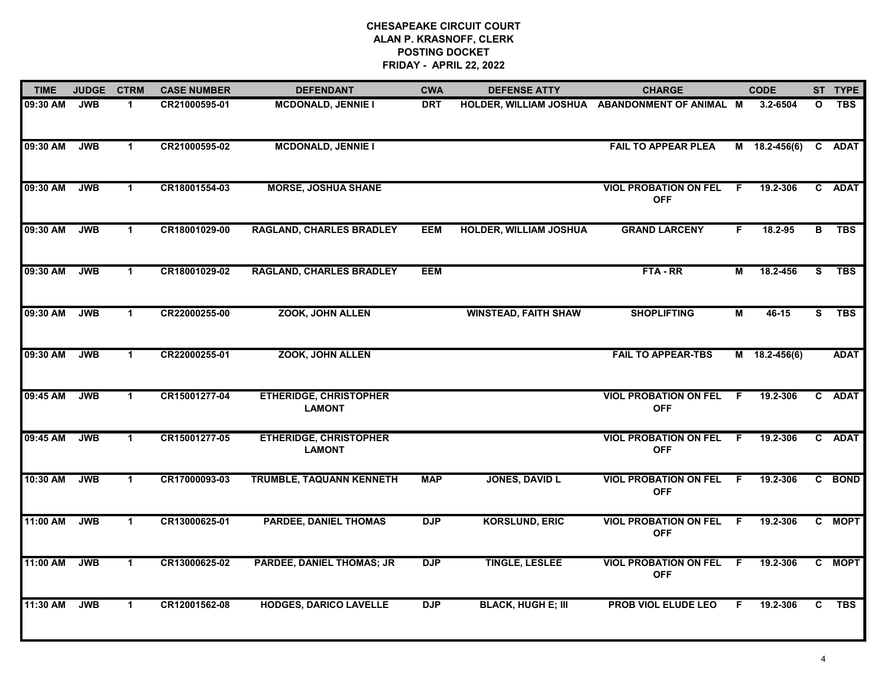# CHESAPEAKE CIRCUIT COURT
## ALAN P. KRASNOFF, CLERK
## POSTING DOCKET
## FRIDAY - APRIL 22, 2022

| TIME | JUDGE | CTRM | CASE NUMBER | DEFENDANT | CWA | DEFENSE ATTY | CHARGE | | CODE | ST | TYPE |
|---|---|---|---|---|---|---|---|---|---|---|---|
| 09:30 AM | JWB | 1 | CR21000595-01 | MCDONALD, JENNIE I | DRT | HOLDER, WILLIAM JOSHUA | ABANDONMENT OF ANIMAL | M | 3.2-6504 | O | TBS |
| 09:30 AM | JWB | 1 | CR21000595-02 | MCDONALD, JENNIE I | | | FAIL TO APPEAR PLEA | M | 18.2-456(6) | C | ADAT |
| 09:30 AM | JWB | 1 | CR18001554-03 | MORSE, JOSHUA SHANE | | | VIOL PROBATION ON FEL OFF | F | 19.2-306 | C | ADAT |
| 09:30 AM | JWB | 1 | CR18001029-00 | RAGLAND, CHARLES BRADLEY | EEM | HOLDER, WILLIAM JOSHUA | GRAND LARCENY | F | 18.2-95 | B | TBS |
| 09:30 AM | JWB | 1 | CR18001029-02 | RAGLAND, CHARLES BRADLEY | EEM | | FTA - RR | M | 18.2-456 | S | TBS |
| 09:30 AM | JWB | 1 | CR22000255-00 | ZOOK, JOHN ALLEN | | WINSTEAD, FAITH SHAW | SHOPLIFTING | M | 46-15 | S | TBS |
| 09:30 AM | JWB | 1 | CR22000255-01 | ZOOK, JOHN ALLEN | | | FAIL TO APPEAR-TBS | M | 18.2-456(6) | | ADAT |
| 09:45 AM | JWB | 1 | CR15001277-04 | ETHERIDGE, CHRISTOPHER LAMONT | | | VIOL PROBATION ON FEL OFF | F | 19.2-306 | C | ADAT |
| 09:45 AM | JWB | 1 | CR15001277-05 | ETHERIDGE, CHRISTOPHER LAMONT | | | VIOL PROBATION ON FEL OFF | F | 19.2-306 | C | ADAT |
| 10:30 AM | JWB | 1 | CR17000093-03 | TRUMBLE, TAQUANN KENNETH | MAP | JONES, DAVID L | VIOL PROBATION ON FEL OFF | F | 19.2-306 | C | BOND |
| 11:00 AM | JWB | 1 | CR13000625-01 | PARDEE, DANIEL THOMAS | DJP | KORSLUND, ERIC | VIOL PROBATION ON FEL OFF | F | 19.2-306 | C | MOPT |
| 11:00 AM | JWB | 1 | CR13000625-02 | PARDEE, DANIEL THOMAS; JR | DJP | TINGLE, LESLEE | VIOL PROBATION ON FEL OFF | F | 19.2-306 | C | MOPT |
| 11:30 AM | JWB | 1 | CR12001562-08 | HODGES, DARICO LAVELLE | DJP | BLACK, HUGH E; III | PROB VIOL ELUDE LEO | F | 19.2-306 | C | TBS |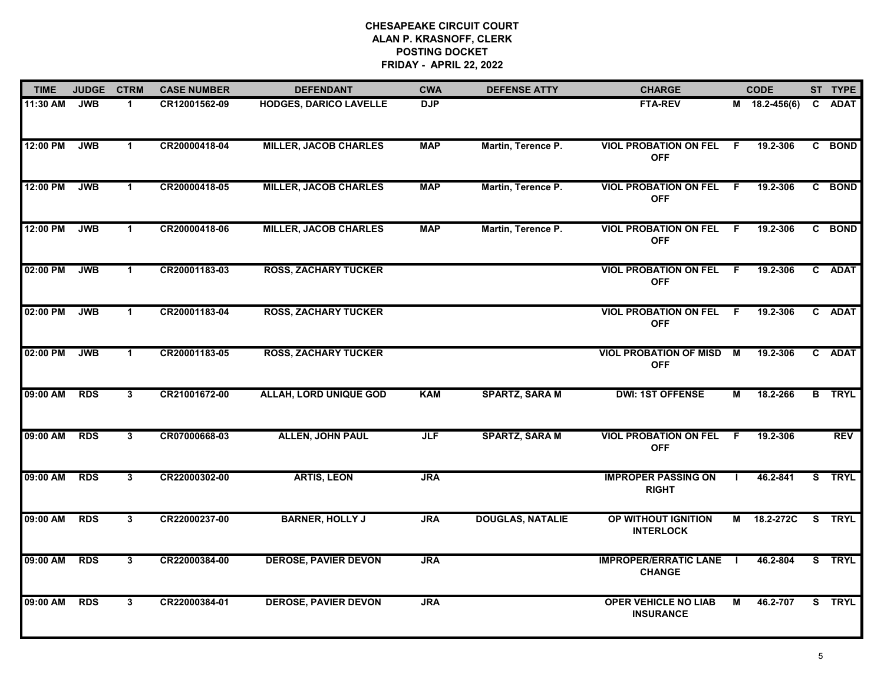**CHESAPEAKE CIRCUIT COURT**
**ALAN P. KRASNOFF, CLERK**
**POSTING DOCKET**
**FRIDAY - APRIL 22, 2022**

| TIME | JUDGE | CTRM | CASE NUMBER | DEFENDANT | CWA | DEFENSE ATTY | CHARGE | | CODE | ST | TYPE |
|---|---|---|---|---|---|---|---|---|---|---|---|
| 11:30 AM | JWB | 1 | CR12001562-09 | HODGES, DARICO LAVELLE | DJP | | FTA-REV | M | 18.2-456(6) | C | ADAT |
| 12:00 PM | JWB | 1 | CR20000418-04 | MILLER, JACOB CHARLES | MAP | Martin, Terence P. | VIOL PROBATION ON FEL OFF | F | 19.2-306 | C | BOND |
| 12:00 PM | JWB | 1 | CR20000418-05 | MILLER, JACOB CHARLES | MAP | Martin, Terence P. | VIOL PROBATION ON FEL OFF | F | 19.2-306 | C | BOND |
| 12:00 PM | JWB | 1 | CR20000418-06 | MILLER, JACOB CHARLES | MAP | Martin, Terence P. | VIOL PROBATION ON FEL OFF | F | 19.2-306 | C | BOND |
| 02:00 PM | JWB | 1 | CR20001183-03 | ROSS, ZACHARY TUCKER | | | VIOL PROBATION ON FEL OFF | F | 19.2-306 | C | ADAT |
| 02:00 PM | JWB | 1 | CR20001183-04 | ROSS, ZACHARY TUCKER | | | VIOL PROBATION ON FEL OFF | F | 19.2-306 | C | ADAT |
| 02:00 PM | JWB | 1 | CR20001183-05 | ROSS, ZACHARY TUCKER | | | VIOL PROBATION OF MISD OFF | M | 19.2-306 | C | ADAT |
| 09:00 AM | RDS | 3 | CR21001672-00 | ALLAH, LORD UNIQUE GOD | KAM | SPARTZ, SARA M | DWI: 1ST OFFENSE | M | 18.2-266 | B | TRYL |
| 09:00 AM | RDS | 3 | CR07000668-03 | ALLEN, JOHN PAUL | JLF | SPARTZ, SARA M | VIOL PROBATION ON FEL OFF | F | 19.2-306 | | REV |
| 09:00 AM | RDS | 3 | CR22000302-00 | ARTIS, LEON | JRA | | IMPROPER PASSING ON RIGHT | I | 46.2-841 | S | TRYL |
| 09:00 AM | RDS | 3 | CR22000237-00 | BARNER, HOLLY J | JRA | DOUGLAS, NATALIE | OP WITHOUT IGNITION INTERLOCK | M | 18.2-272C | S | TRYL |
| 09:00 AM | RDS | 3 | CR22000384-00 | DEROSE, PAVIER DEVON | JRA | | IMPROPER/ERRATIC LANE CHANGE | I | 46.2-804 | S | TRYL |
| 09:00 AM | RDS | 3 | CR22000384-01 | DEROSE, PAVIER DEVON | JRA | | OPER VEHICLE NO LIAB INSURANCE | M | 46.2-707 | S | TRYL |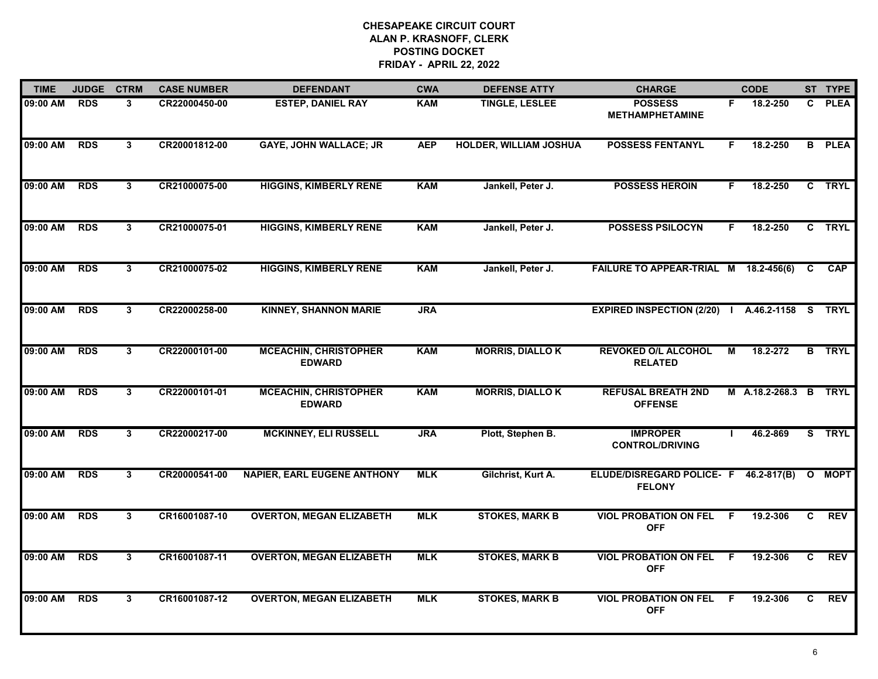# CHESAPEAKE CIRCUIT COURT
## ALAN P. KRASNOFF, CLERK
## POSTING DOCKET
## FRIDAY - APRIL 22, 2022

| TIME | JUDGE | CTRM | CASE NUMBER | DEFENDANT | CWA | DEFENSE ATTY | CHARGE | | CODE | ST | TYPE |
|---|---|---|---|---|---|---|---|---|---|---|---|
| 09:00 AM | RDS | 3 | CR22000450-00 | ESTEP, DANIEL RAY | KAM | TINGLE, LESLEE | POSSESS METHAMPHETAMINE | F | 18.2-250 | C | PLEA |
| 09:00 AM | RDS | 3 | CR20001812-00 | GAYE, JOHN WALLACE; JR | AEP | HOLDER, WILLIAM JOSHUA | POSSESS FENTANYL | F | 18.2-250 | B | PLEA |
| 09:00 AM | RDS | 3 | CR21000075-00 | HIGGINS, KIMBERLY RENE | KAM | Jankell, Peter J. | POSSESS HEROIN | F | 18.2-250 | C | TRYL |
| 09:00 AM | RDS | 3 | CR21000075-01 | HIGGINS, KIMBERLY RENE | KAM | Jankell, Peter J. | POSSESS PSILOCYN | F | 18.2-250 | C | TRYL |
| 09:00 AM | RDS | 3 | CR21000075-02 | HIGGINS, KIMBERLY RENE | KAM | Jankell, Peter J. | FAILURE TO APPEAR-TRIAL | M | 18.2-456(6) | C | CAP |
| 09:00 AM | RDS | 3 | CR22000258-00 | KINNEY, SHANNON MARIE | JRA | | EXPIRED INSPECTION (2/20) | I | A.46.2-1158 | S | TRYL |
| 09:00 AM | RDS | 3 | CR22000101-00 | MCEACHIN, CHRISTOPHER EDWARD | KAM | MORRIS, DIALLO K | REVOKED O/L ALCOHOL RELATED | M | 18.2-272 | B | TRYL |
| 09:00 AM | RDS | 3 | CR22000101-01 | MCEACHIN, CHRISTOPHER EDWARD | KAM | MORRIS, DIALLO K | REFUSAL BREATH 2ND OFFENSE | M | A.18.2-268.3 | B | TRYL |
| 09:00 AM | RDS | 3 | CR22000217-00 | MCKINNEY, ELI RUSSELL | JRA | Plott, Stephen B. | IMPROPER CONTROL/DRIVING | I | 46.2-869 | S | TRYL |
| 09:00 AM | RDS | 3 | CR20000541-00 | NAPIER, EARL EUGENE ANTHONY | MLK | Gilchrist, Kurt A. | ELUDE/DISREGARD POLICE- FELONY | F | 46.2-817(B) | O | MOPT |
| 09:00 AM | RDS | 3 | CR16001087-10 | OVERTON, MEGAN ELIZABETH | MLK | STOKES, MARK B | VIOL PROBATION ON FEL OFF | F | 19.2-306 | C | REV |
| 09:00 AM | RDS | 3 | CR16001087-11 | OVERTON, MEGAN ELIZABETH | MLK | STOKES, MARK B | VIOL PROBATION ON FEL OFF | F | 19.2-306 | C | REV |
| 09:00 AM | RDS | 3 | CR16001087-12 | OVERTON, MEGAN ELIZABETH | MLK | STOKES, MARK B | VIOL PROBATION ON FEL OFF | F | 19.2-306 | C | REV |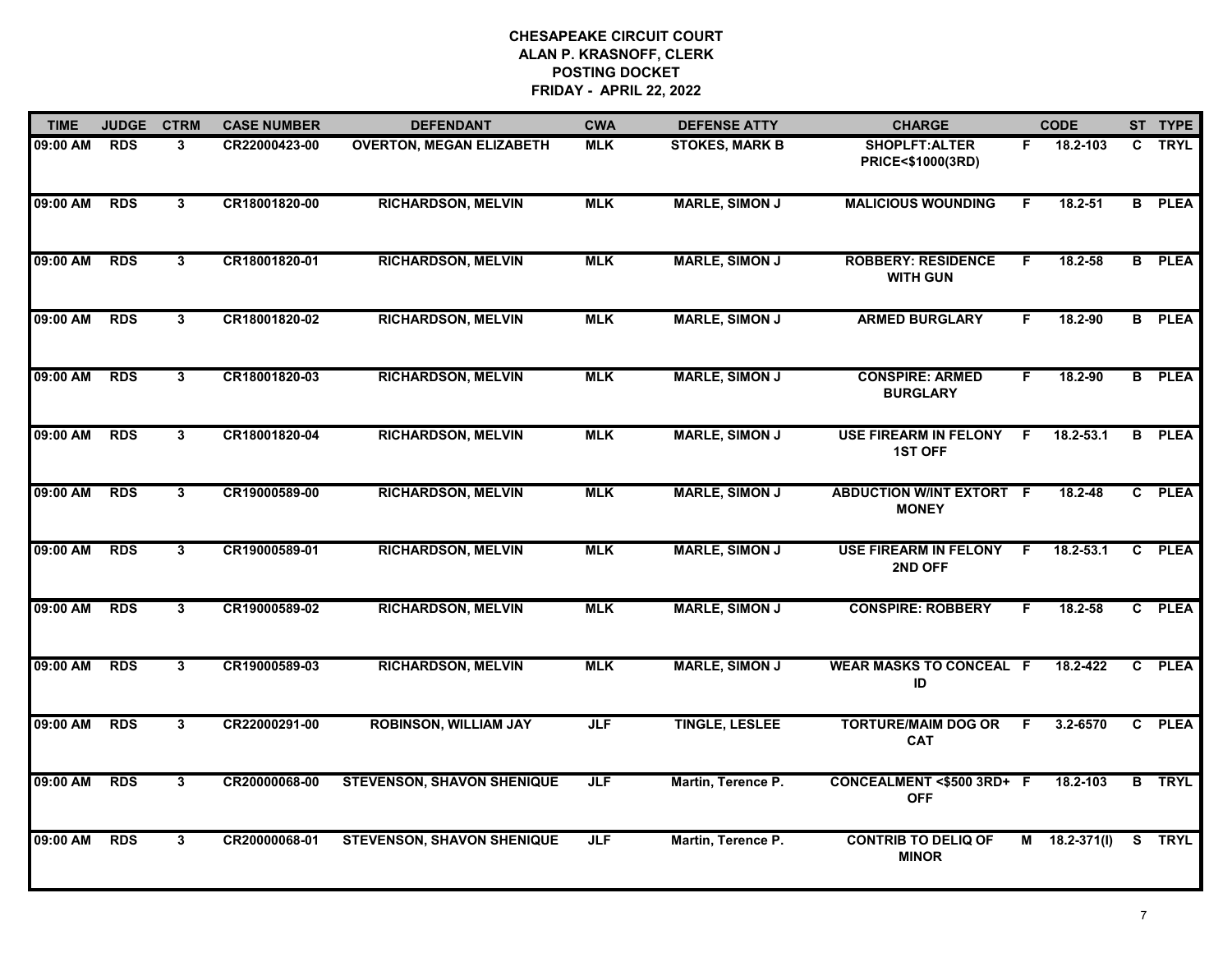# CHESAPEAKE CIRCUIT COURT
## ALAN P. KRASNOFF, CLERK
## POSTING DOCKET
## FRIDAY - APRIL 22, 2022

| TIME | JUDGE | CTRM | CASE NUMBER | DEFENDANT | CWA | DEFENSE ATTY | CHARGE | | CODE | ST | TYPE |
|---|---|---|---|---|---|---|---|---|---|---|---|
| 09:00 AM | RDS | 3 | CR22000423-00 | OVERTON, MEGAN ELIZABETH | MLK | STOKES, MARK B | SHOPLFT:ALTER PRICE<$1000(3RD) | F | 18.2-103 | C | TRYL |
| 09:00 AM | RDS | 3 | CR18001820-00 | RICHARDSON, MELVIN | MLK | MARLE, SIMON J | MALICIOUS WOUNDING | F | 18.2-51 | B | PLEA |
| 09:00 AM | RDS | 3 | CR18001820-01 | RICHARDSON, MELVIN | MLK | MARLE, SIMON J | ROBBERY: RESIDENCE WITH GUN | F | 18.2-58 | B | PLEA |
| 09:00 AM | RDS | 3 | CR18001820-02 | RICHARDSON, MELVIN | MLK | MARLE, SIMON J | ARMED BURGLARY | F | 18.2-90 | B | PLEA |
| 09:00 AM | RDS | 3 | CR18001820-03 | RICHARDSON, MELVIN | MLK | MARLE, SIMON J | CONSPIRE: ARMED BURGLARY | F | 18.2-90 | B | PLEA |
| 09:00 AM | RDS | 3 | CR18001820-04 | RICHARDSON, MELVIN | MLK | MARLE, SIMON J | USE FIREARM IN FELONY 1ST OFF | F | 18.2-53.1 | B | PLEA |
| 09:00 AM | RDS | 3 | CR19000589-00 | RICHARDSON, MELVIN | MLK | MARLE, SIMON J | ABDUCTION W/INT EXTORT MONEY | F | 18.2-48 | C | PLEA |
| 09:00 AM | RDS | 3 | CR19000589-01 | RICHARDSON, MELVIN | MLK | MARLE, SIMON J | USE FIREARM IN FELONY 2ND OFF | F | 18.2-53.1 | C | PLEA |
| 09:00 AM | RDS | 3 | CR19000589-02 | RICHARDSON, MELVIN | MLK | MARLE, SIMON J | CONSPIRE: ROBBERY | F | 18.2-58 | C | PLEA |
| 09:00 AM | RDS | 3 | CR19000589-03 | RICHARDSON, MELVIN | MLK | MARLE, SIMON J | WEAR MASKS TO CONCEAL ID | F | 18.2-422 | C | PLEA |
| 09:00 AM | RDS | 3 | CR22000291-00 | ROBINSON, WILLIAM JAY | JLF | TINGLE, LESLEE | TORTURE/MAIM DOG OR CAT | F | 3.2-6570 | C | PLEA |
| 09:00 AM | RDS | 3 | CR20000068-00 | STEVENSON, SHAVON SHENIQUE | JLF | Martin, Terence P. | CONCEALMENT <$500 3RD+ OFF | F | 18.2-103 | B | TRYL |
| 09:00 AM | RDS | 3 | CR20000068-01 | STEVENSON, SHAVON SHENIQUE | JLF | Martin, Terence P. | CONTRIB TO DELIQ OF MINOR | M | 18.2-371(I) | S | TRYL |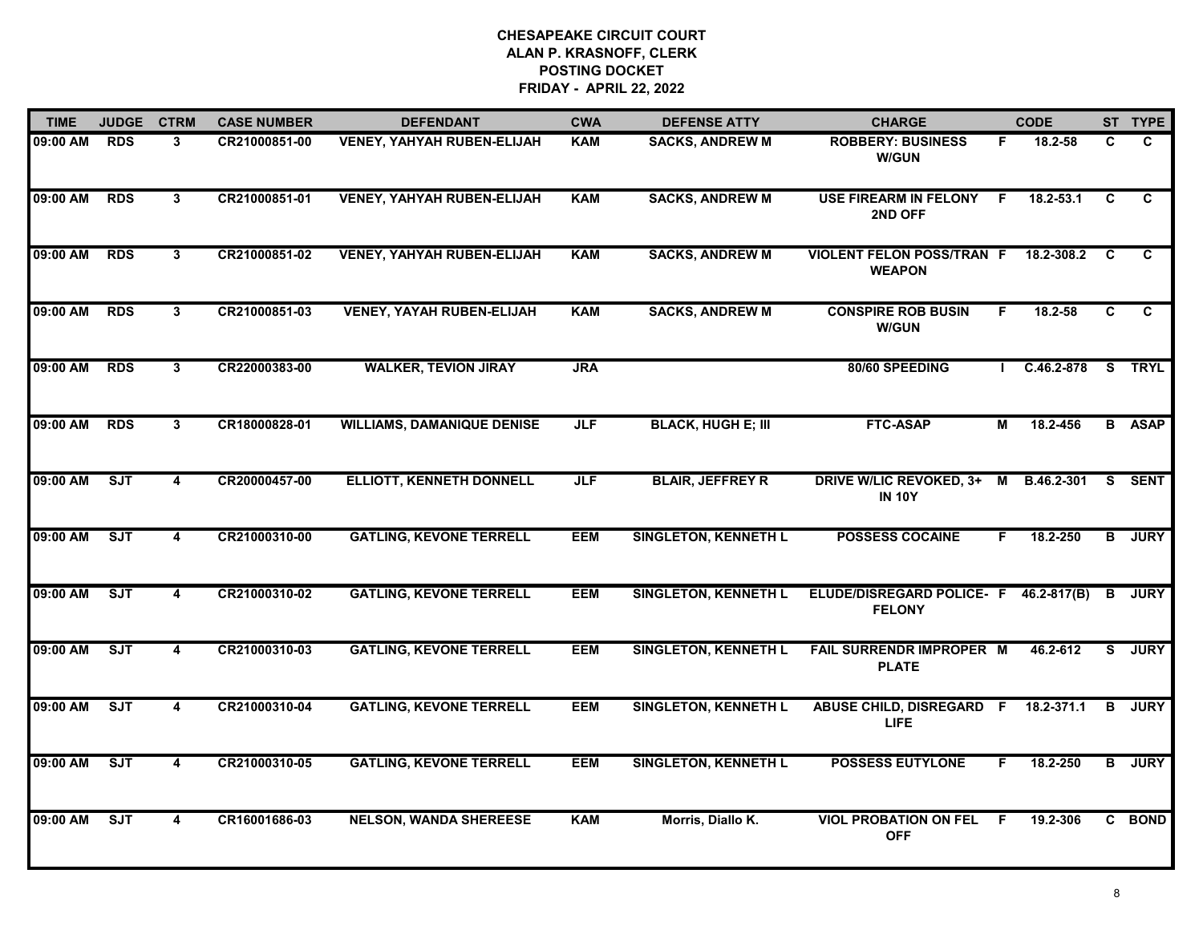# CHESAPEAKE CIRCUIT COURT
## ALAN P. KRASNOFF, CLERK
## POSTING DOCKET
## FRIDAY - APRIL 22, 2022

| TIME | JUDGE | CTRM | CASE NUMBER | DEFENDANT | CWA | DEFENSE ATTY | CHARGE | | CODE | ST | TYPE |
|---|---|---|---|---|---|---|---|---|---|---|---|
| 09:00 AM | RDS | 3 | CR21000851-00 | VENEY, YAHYAH RUBEN-ELIJAH | KAM | SACKS, ANDREW M | ROBBERY: BUSINESS W/GUN | F | 18.2-58 | C | C |
| 09:00 AM | RDS | 3 | CR21000851-01 | VENEY, YAHYAH RUBEN-ELIJAH | KAM | SACKS, ANDREW M | USE FIREARM IN FELONY 2ND OFF | F | 18.2-53.1 | C | C |
| 09:00 AM | RDS | 3 | CR21000851-02 | VENEY, YAHYAH RUBEN-ELIJAH | KAM | SACKS, ANDREW M | VIOLENT FELON POSS/TRAN WEAPON | F | 18.2-308.2 | C | C |
| 09:00 AM | RDS | 3 | CR21000851-03 | VENEY, YAYAH RUBEN-ELIJAH | KAM | SACKS, ANDREW M | CONSPIRE ROB BUSIN W/GUN | F | 18.2-58 | C | C |
| 09:00 AM | RDS | 3 | CR22000383-00 | WALKER, TEVION JIRAY | JRA | | 80/60 SPEEDING | I | C.46.2-878 | S | TRYL |
| 09:00 AM | RDS | 3 | CR18000828-01 | WILLIAMS, DAMANIQUE DENISE | JLF | BLACK, HUGH E; III | FTC-ASAP | M | 18.2-456 | B | ASAP |
| 09:00 AM | SJT | 4 | CR20000457-00 | ELLIOTT, KENNETH DONNELL | JLF | BLAIR, JEFFREY R | DRIVE W/LIC REVOKED, 3+ IN 10Y | M | B.46.2-301 | S | SENT |
| 09:00 AM | SJT | 4 | CR21000310-00 | GATLING, KEVONE TERRELL | EEM | SINGLETON, KENNETH L | POSSESS COCAINE | F | 18.2-250 | B | JURY |
| 09:00 AM | SJT | 4 | CR21000310-02 | GATLING, KEVONE TERRELL | EEM | SINGLETON, KENNETH L | ELUDE/DISREGARD POLICE- FELONY | F | 46.2-817(B) | B | JURY |
| 09:00 AM | SJT | 4 | CR21000310-03 | GATLING, KEVONE TERRELL | EEM | SINGLETON, KENNETH L | FAIL SURRENDR IMPROPER PLATE | M | 46.2-612 | S | JURY |
| 09:00 AM | SJT | 4 | CR21000310-04 | GATLING, KEVONE TERRELL | EEM | SINGLETON, KENNETH L | ABUSE CHILD, DISREGARD LIFE | F | 18.2-371.1 | B | JURY |
| 09:00 AM | SJT | 4 | CR21000310-05 | GATLING, KEVONE TERRELL | EEM | SINGLETON, KENNETH L | POSSESS EUTYLONE | F | 18.2-250 | B | JURY |
| 09:00 AM | SJT | 4 | CR16001686-03 | NELSON, WANDA SHEREESE | KAM | Morris, Diallo K. | VIOL PROBATION ON FEL OFF | F | 19.2-306 | C | BOND |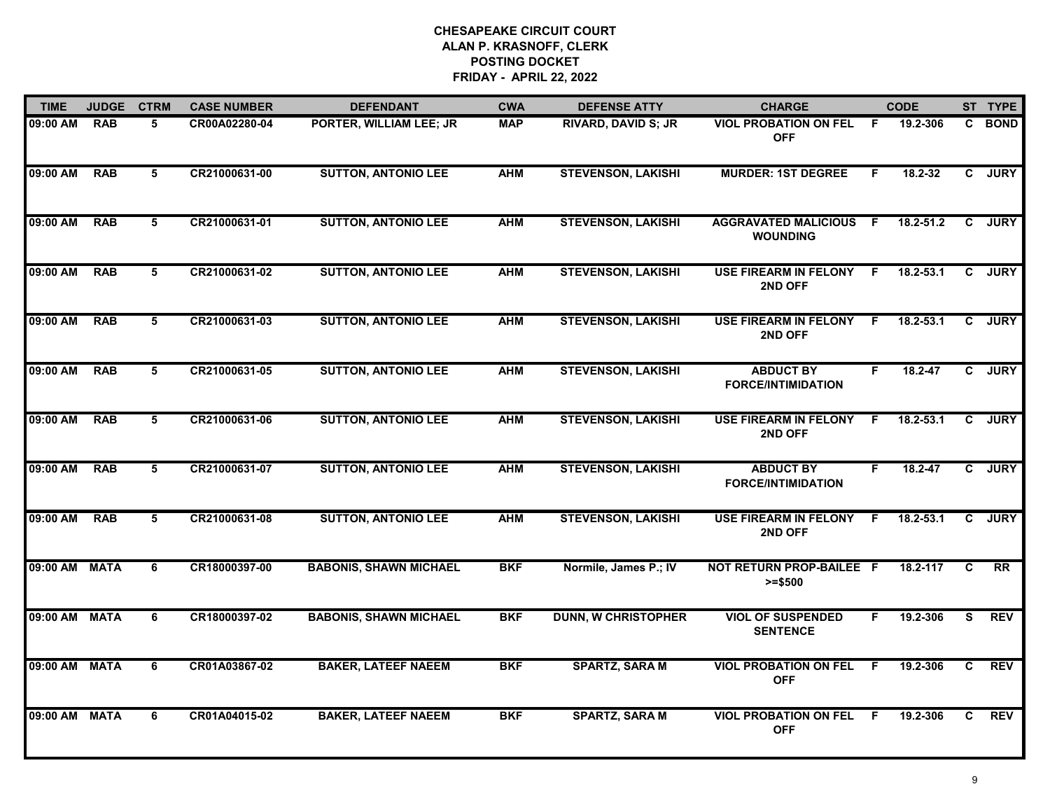# CHESAPEAKE CIRCUIT COURT
## ALAN P. KRASNOFF, CLERK
## POSTING DOCKET
## FRIDAY - APRIL 22, 2022

| TIME | JUDGE | CTRM | CASE NUMBER | DEFENDANT | CWA | DEFENSE ATTY | CHARGE | | CODE | ST | TYPE |
|---|---|---|---|---|---|---|---|---|---|---|---|
| 09:00 AM | RAB | 5 | CR00A02280-04 | PORTER, WILLIAM LEE; JR | MAP | RIVARD, DAVID S; JR | VIOL PROBATION ON FEL OFF | F | 19.2-306 | C | BOND |
| 09:00 AM | RAB | 5 | CR21000631-00 | SUTTON, ANTONIO LEE | AHM | STEVENSON, LAKISHI | MURDER: 1ST DEGREE | F | 18.2-32 | C | JURY |
| 09:00 AM | RAB | 5 | CR21000631-01 | SUTTON, ANTONIO LEE | AHM | STEVENSON, LAKISHI | AGGRAVATED MALICIOUS WOUNDING | F | 18.2-51.2 | C | JURY |
| 09:00 AM | RAB | 5 | CR21000631-02 | SUTTON, ANTONIO LEE | AHM | STEVENSON, LAKISHI | USE FIREARM IN FELONY 2ND OFF | F | 18.2-53.1 | C | JURY |
| 09:00 AM | RAB | 5 | CR21000631-03 | SUTTON, ANTONIO LEE | AHM | STEVENSON, LAKISHI | USE FIREARM IN FELONY 2ND OFF | F | 18.2-53.1 | C | JURY |
| 09:00 AM | RAB | 5 | CR21000631-05 | SUTTON, ANTONIO LEE | AHM | STEVENSON, LAKISHI | ABDUCT BY FORCE/INTIMIDATION | F | 18.2-47 | C | JURY |
| 09:00 AM | RAB | 5 | CR21000631-06 | SUTTON, ANTONIO LEE | AHM | STEVENSON, LAKISHI | USE FIREARM IN FELONY 2ND OFF | F | 18.2-53.1 | C | JURY |
| 09:00 AM | RAB | 5 | CR21000631-07 | SUTTON, ANTONIO LEE | AHM | STEVENSON, LAKISHI | ABDUCT BY FORCE/INTIMIDATION | F | 18.2-47 | C | JURY |
| 09:00 AM | RAB | 5 | CR21000631-08 | SUTTON, ANTONIO LEE | AHM | STEVENSON, LAKISHI | USE FIREARM IN FELONY 2ND OFF | F | 18.2-53.1 | C | JURY |
| 09:00 AM | MATA | 6 | CR18000397-00 | BABONIS, SHAWN MICHAEL | BKF | Normile, James P.; IV | NOT RETURN PROP-BAILEE >=$500 | F | 18.2-117 | C | RR |
| 09:00 AM | MATA | 6 | CR18000397-02 | BABONIS, SHAWN MICHAEL | BKF | DUNN, W CHRISTOPHER | VIOL OF SUSPENDED SENTENCE | F | 19.2-306 | S | REV |
| 09:00 AM | MATA | 6 | CR01A03867-02 | BAKER, LATEEF NAEEM | BKF | SPARTZ, SARA M | VIOL PROBATION ON FEL OFF | F | 19.2-306 | C | REV |
| 09:00 AM | MATA | 6 | CR01A04015-02 | BAKER, LATEEF NAEEM | BKF | SPARTZ, SARA M | VIOL PROBATION ON FEL OFF | F | 19.2-306 | C | REV |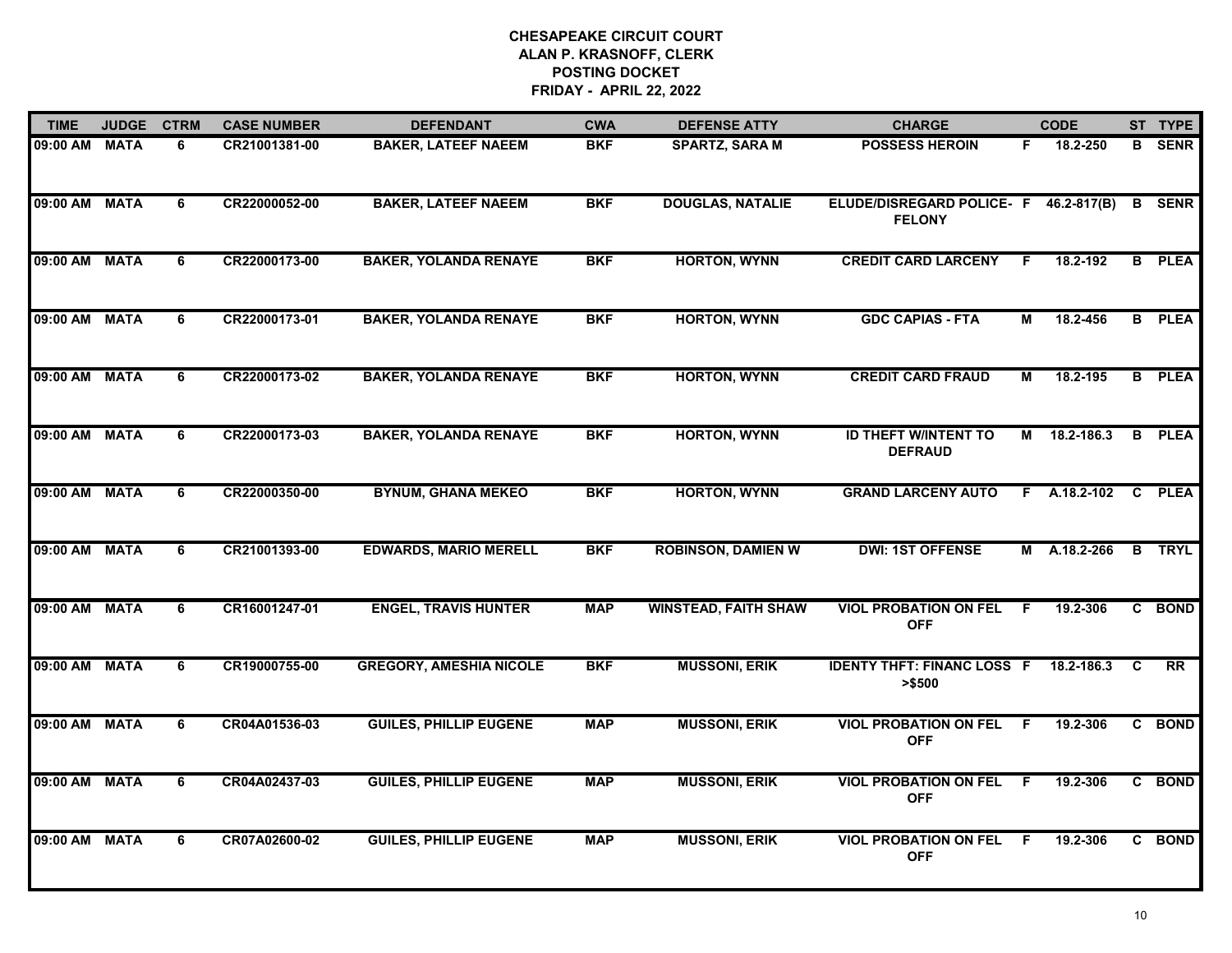**CHESAPEAKE CIRCUIT COURT**
**ALAN P. KRASNOFF, CLERK**
**POSTING DOCKET**
**FRIDAY - APRIL 22, 2022**

| TIME | JUDGE | CTRM | CASE NUMBER | DEFENDANT | CWA | DEFENSE ATTY | CHARGE | | CODE | ST | TYPE |
|---|---|---|---|---|---|---|---|---|---|---|---|
| 09:00 AM | MATA | 6 | CR21001381-00 | BAKER, LATEEF NAEEM | BKF | SPARTZ, SARA M | POSSESS HEROIN | F | 18.2-250 | B | SENR |
| 09:00 AM | MATA | 6 | CR22000052-00 | BAKER, LATEEF NAEEM | BKF | DOUGLAS, NATALIE | ELUDE/DISREGARD POLICE-FELONY | F | 46.2-817(B) | B | SENR |
| 09:00 AM | MATA | 6 | CR22000173-00 | BAKER, YOLANDA RENAYE | BKF | HORTON, WYNN | CREDIT CARD LARCENY | F | 18.2-192 | B | PLEA |
| 09:00 AM | MATA | 6 | CR22000173-01 | BAKER, YOLANDA RENAYE | BKF | HORTON, WYNN | GDC CAPIAS - FTA | M | 18.2-456 | B | PLEA |
| 09:00 AM | MATA | 6 | CR22000173-02 | BAKER, YOLANDA RENAYE | BKF | HORTON, WYNN | CREDIT CARD FRAUD | M | 18.2-195 | B | PLEA |
| 09:00 AM | MATA | 6 | CR22000173-03 | BAKER, YOLANDA RENAYE | BKF | HORTON, WYNN | ID THEFT W/INTENT TO DEFRAUD | M | 18.2-186.3 | B | PLEA |
| 09:00 AM | MATA | 6 | CR22000350-00 | BYNUM, GHANA MEKEO | BKF | HORTON, WYNN | GRAND LARCENY AUTO | F | A.18.2-102 | C | PLEA |
| 09:00 AM | MATA | 6 | CR21001393-00 | EDWARDS, MARIO MERELL | BKF | ROBINSON, DAMIEN W | DWI: 1ST OFFENSE | M | A.18.2-266 | B | TRYL |
| 09:00 AM | MATA | 6 | CR16001247-01 | ENGEL, TRAVIS HUNTER | MAP | WINSTEAD, FAITH SHAW | VIOL PROBATION ON FEL OFF | F | 19.2-306 | C | BOND |
| 09:00 AM | MATA | 6 | CR19000755-00 | GREGORY, AMESHIA NICOLE | BKF | MUSSONI, ERIK | IDENTY THFT: FINANC LOSS >$500 | F | 18.2-186.3 | C | RR |
| 09:00 AM | MATA | 6 | CR04A01536-03 | GUILES, PHILLIP EUGENE | MAP | MUSSONI, ERIK | VIOL PROBATION ON FEL OFF | F | 19.2-306 | C | BOND |
| 09:00 AM | MATA | 6 | CR04A02437-03 | GUILES, PHILLIP EUGENE | MAP | MUSSONI, ERIK | VIOL PROBATION ON FEL OFF | F | 19.2-306 | C | BOND |
| 09:00 AM | MATA | 6 | CR07A02600-02 | GUILES, PHILLIP EUGENE | MAP | MUSSONI, ERIK | VIOL PROBATION ON FEL OFF | F | 19.2-306 | C | BOND |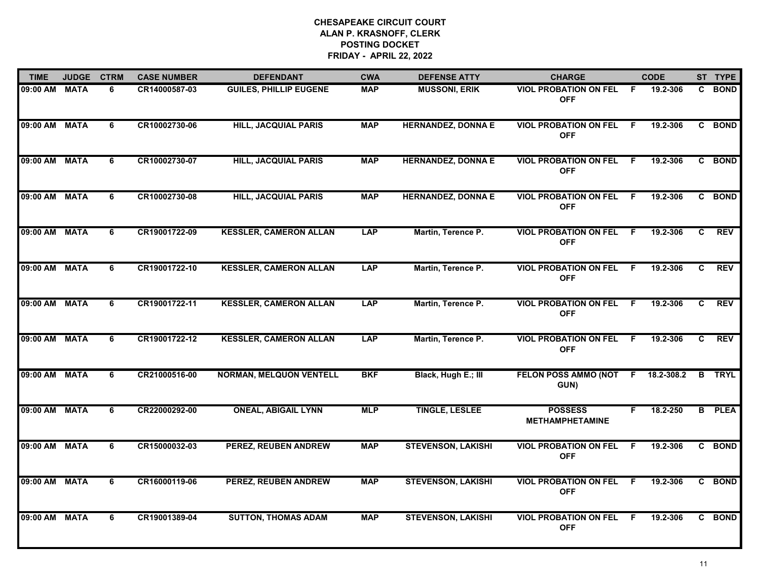# CHESAPEAKE CIRCUIT COURT
## ALAN P. KRASNOFF, CLERK
## POSTING DOCKET
## FRIDAY - APRIL 22, 2022

| TIME | JUDGE | CTRM | CASE NUMBER | DEFENDANT | CWA | DEFENSE ATTY | CHARGE | | CODE | ST | TYPE |
|---|---|---|---|---|---|---|---|---|---|---|---|
| 09:00 AM | MATA | 6 | CR14000587-03 | GUILES, PHILLIP EUGENE | MAP | MUSSONI, ERIK | VIOL PROBATION ON FEL OFF | F | 19.2-306 | C | BOND |
| 09:00 AM | MATA | 6 | CR10002730-06 | HILL, JACQUIAL PARIS | MAP | HERNANDEZ, DONNA E | VIOL PROBATION ON FEL OFF | F | 19.2-306 | C | BOND |
| 09:00 AM | MATA | 6 | CR10002730-07 | HILL, JACQUIAL PARIS | MAP | HERNANDEZ, DONNA E | VIOL PROBATION ON FEL OFF | F | 19.2-306 | C | BOND |
| 09:00 AM | MATA | 6 | CR10002730-08 | HILL, JACQUIAL PARIS | MAP | HERNANDEZ, DONNA E | VIOL PROBATION ON FEL OFF | F | 19.2-306 | C | BOND |
| 09:00 AM | MATA | 6 | CR19001722-09 | KESSLER, CAMERON ALLAN | LAP | Martin, Terence P. | VIOL PROBATION ON FEL OFF | F | 19.2-306 | C | REV |
| 09:00 AM | MATA | 6 | CR19001722-10 | KESSLER, CAMERON ALLAN | LAP | Martin, Terence P. | VIOL PROBATION ON FEL OFF | F | 19.2-306 | C | REV |
| 09:00 AM | MATA | 6 | CR19001722-11 | KESSLER, CAMERON ALLAN | LAP | Martin, Terence P. | VIOL PROBATION ON FEL OFF | F | 19.2-306 | C | REV |
| 09:00 AM | MATA | 6 | CR19001722-12 | KESSLER, CAMERON ALLAN | LAP | Martin, Terence P. | VIOL PROBATION ON FEL OFF | F | 19.2-306 | C | REV |
| 09:00 AM | MATA | 6 | CR21000516-00 | NORMAN, MELQUON VENTELL | BKF | Black, Hugh E.; III | FELON POSS AMMO (NOT GUN) | F | 18.2-308.2 | B | TRYL |
| 09:00 AM | MATA | 6 | CR22000292-00 | ONEAL, ABIGAIL LYNN | MLP | TINGLE, LESLEE | POSSESS METHAMPHETAMINE | F | 18.2-250 | B | PLEA |
| 09:00 AM | MATA | 6 | CR15000032-03 | PEREZ, REUBEN ANDREW | MAP | STEVENSON, LAKISHI | VIOL PROBATION ON FEL OFF | F | 19.2-306 | C | BOND |
| 09:00 AM | MATA | 6 | CR16000119-06 | PEREZ, REUBEN ANDREW | MAP | STEVENSON, LAKISHI | VIOL PROBATION ON FEL OFF | F | 19.2-306 | C | BOND |
| 09:00 AM | MATA | 6 | CR19001389-04 | SUTTON, THOMAS ADAM | MAP | STEVENSON, LAKISHI | VIOL PROBATION ON FEL OFF | F | 19.2-306 | C | BOND |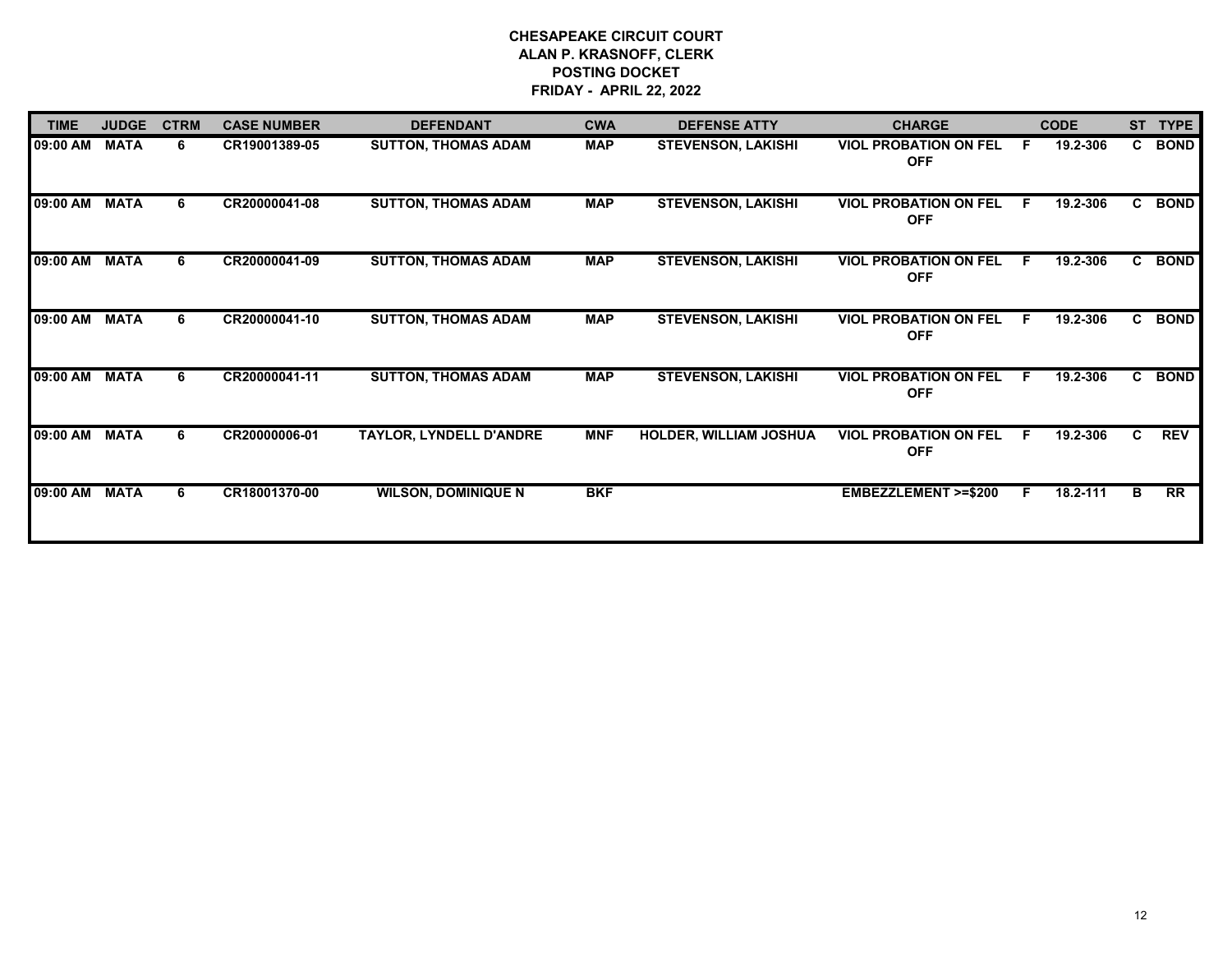**CHESAPEAKE CIRCUIT COURT**
**ALAN P. KRASNOFF, CLERK**
**POSTING DOCKET**
**FRIDAY - APRIL 22, 2022**

| TIME | JUDGE | CTRM | CASE NUMBER | DEFENDANT | CWA | DEFENSE ATTY | CHARGE | | CODE | ST | TYPE |
|---|---|---|---|---|---|---|---|---|---|---|---|
| 09:00 AM | MATA | 6 | CR19001389-05 | SUTTON, THOMAS ADAM | MAP | STEVENSON, LAKISHI | VIOL PROBATION ON FEL OFF | F | 19.2-306 | C | BOND |
| 09:00 AM | MATA | 6 | CR20000041-08 | SUTTON, THOMAS ADAM | MAP | STEVENSON, LAKISHI | VIOL PROBATION ON FEL OFF | F | 19.2-306 | C | BOND |
| 09:00 AM | MATA | 6 | CR20000041-09 | SUTTON, THOMAS ADAM | MAP | STEVENSON, LAKISHI | VIOL PROBATION ON FEL OFF | F | 19.2-306 | C | BOND |
| 09:00 AM | MATA | 6 | CR20000041-10 | SUTTON, THOMAS ADAM | MAP | STEVENSON, LAKISHI | VIOL PROBATION ON FEL OFF | F | 19.2-306 | C | BOND |
| 09:00 AM | MATA | 6 | CR20000041-11 | SUTTON, THOMAS ADAM | MAP | STEVENSON, LAKISHI | VIOL PROBATION ON FEL OFF | F | 19.2-306 | C | BOND |
| 09:00 AM | MATA | 6 | CR20000006-01 | TAYLOR, LYNDELL D'ANDRE | MNF | HOLDER, WILLIAM JOSHUA | VIOL PROBATION ON FEL OFF | F | 19.2-306 | C | REV |
| 09:00 AM | MATA | 6 | CR18001370-00 | WILSON, DOMINIQUE N | BKF | | EMBEZZLEMENT >=$200 | F | 18.2-111 | B | RR |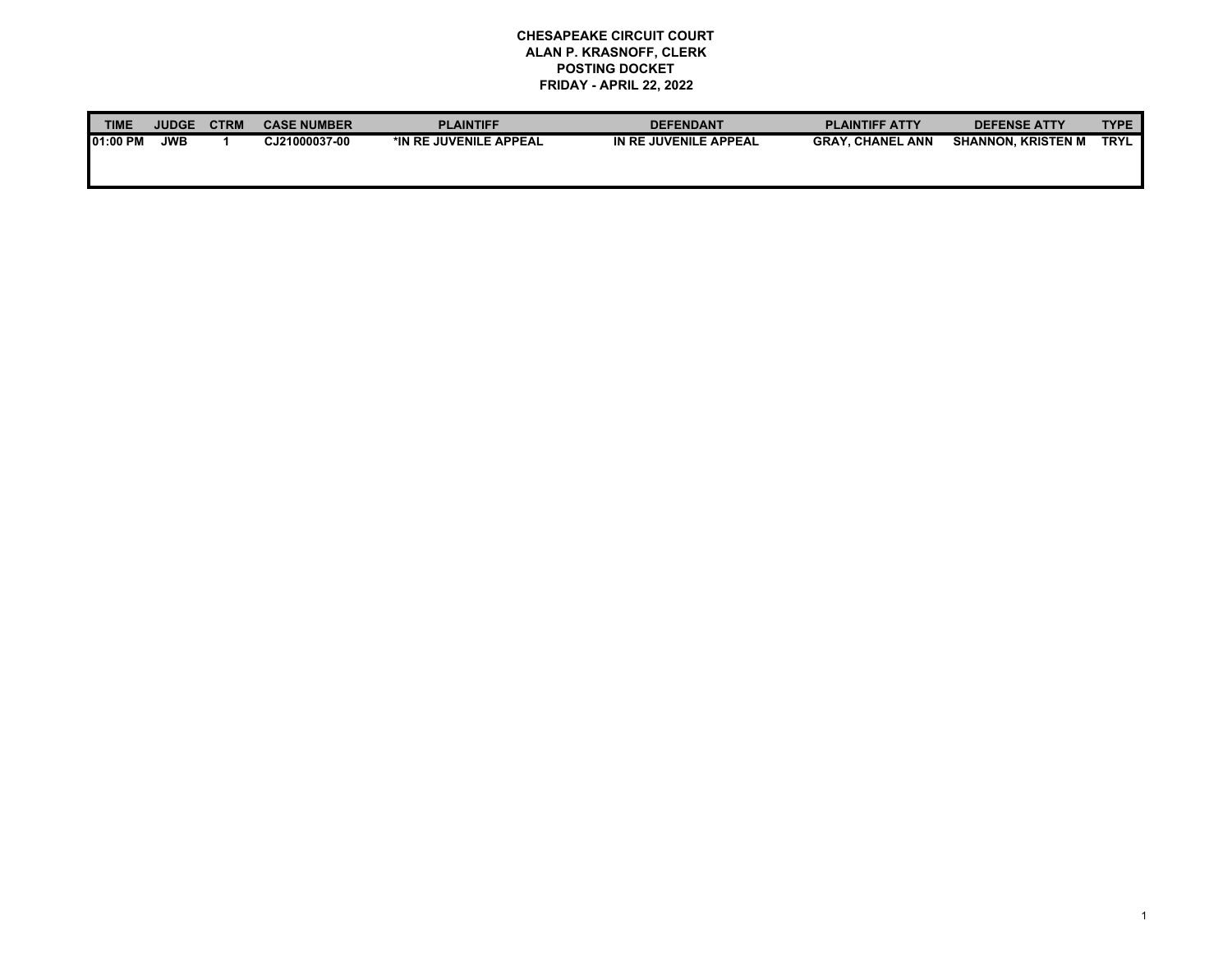**CHESAPEAKE CIRCUIT COURT**
**ALAN P. KRASNOFF, CLERK**
**POSTING DOCKET**
**FRIDAY - APRIL 22, 2022**

| TIME | JUDGE | CTRM | CASE NUMBER | PLAINTIFF | DEFENDANT | PLAINTIFF ATTY | DEFENSE ATTY | TYPE |
|---|---|---|---|---|---|---|---|---|
| 01:00 PM | JWB | 1 | CJ21000037-00 | *IN RE JUVENILE APPEAL | IN RE JUVENILE APPEAL | GRAY, CHANEL ANN | SHANNON, KRISTEN M | TRYL |